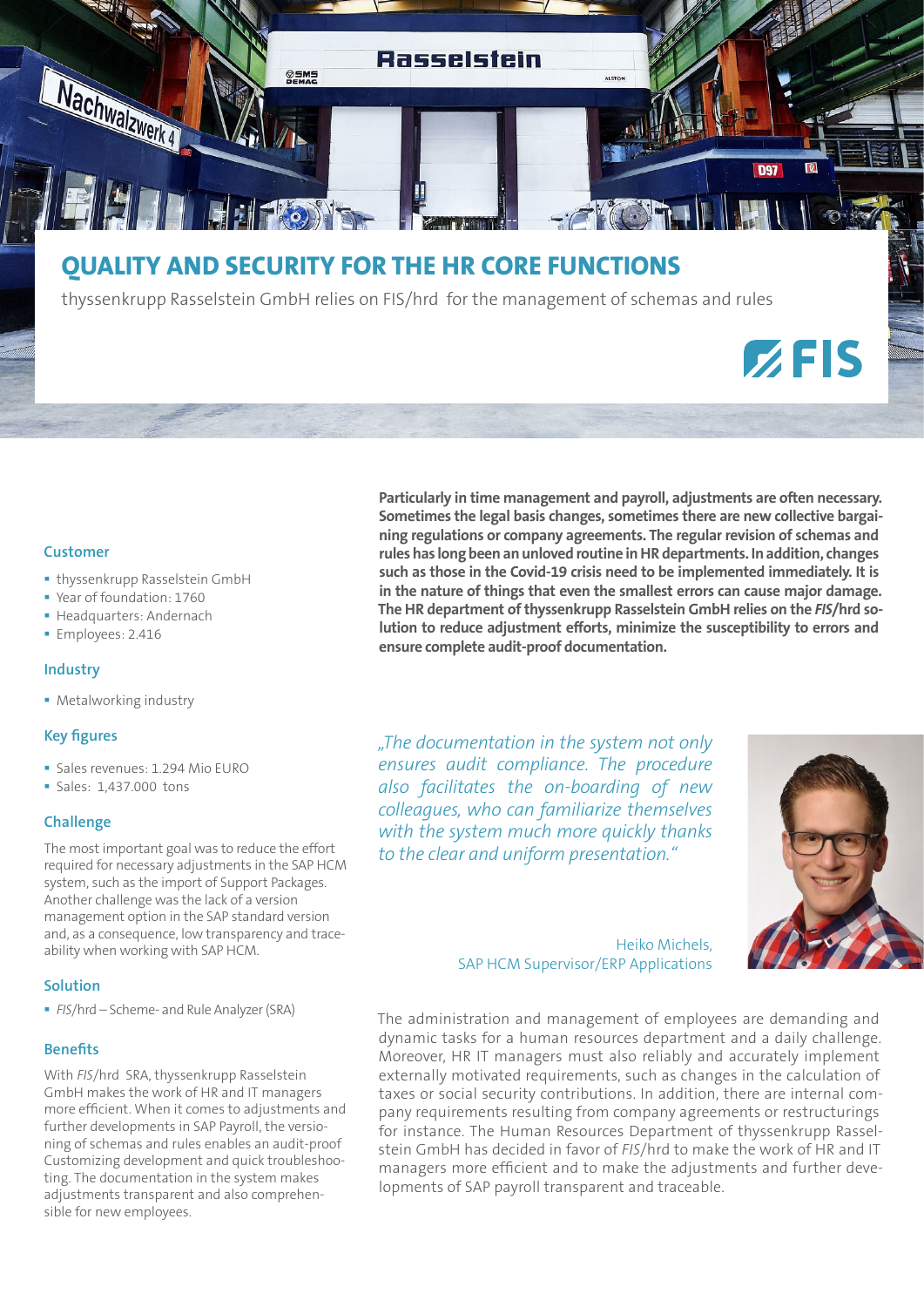# QUALITY AND SECURITY FOR THE HR CORE FUNCTIONS

thyssenkrupp Rasselstein GmbH relies on FIS/hrd for the management of schemas and rules

**Particularly in time management and payroll, adjustments are often necessary. Sometimes the legal basis changes, sometimes there are new collective bargaining regulations or company agreements. The regular revision of schemas and rules has long been an unloved routine in HR departments. In addition, changes such as those in the Covid-19 crisis need to be implemented immediately. It is in the nature of things that even the smallest errors can cause major damage. The HR department of thyssenkrupp Rasselstein GmbH relies on the *FIS*/hrd solution to reduce adjustment efforts, minimize the susceptibility to errors and ensure complete audit-proof documentation.**

### Customer

- thyssenkrupp Rasselstein GmbH
- Year of foundation: 1760
- Headquarters: Andernach
- Employees: 2.416

### Industry

- Metalworking industry

### Key figures

- Sales revenues: 1.294 Mio EURO
- Sales: 1,437.000 tons

### Challenge

The most important goal was to reduce the effort required for necessary adjustments in the SAP HCM system, such as the import of Support Packages. Another challenge was the lack of a version management option in the SAP standard version and, as a consequence, low transparency and traceability when working with SAP HCM.

### Solution

- *FIS*/hrd – Scheme- and Rule Analyzer (SRA)

### Benefits

With *FIS*/hrd SRA, thyssenkrupp Rasselstein GmbH makes the work of HR and IT managers more efficient. When it comes to adjustments and further developments in SAP Payroll, the versioning of schemas and rules enables an audit-proof Customizing development and quick troubleshooting. The documentation in the system makes adjustments transparent and also comprehensible for new employees.

*„The documentation in the system not only ensures audit compliance. The procedure also facilitates the on-boarding of new colleagues, who can familiarize themselves with the system much more quickly thanks to the clear and uniform presentation."*

Heiko Michels,
SAP HCM Supervisor/ERP Applications

The administration and management of employees are demanding and dynamic tasks for a human resources department and a daily challenge. Moreover, HR IT managers must also reliably and accurately implement externally motivated requirements, such as changes in the calculation of taxes or social security contributions. In addition, there are internal company requirements resulting from company agreements or restructurings for instance. The Human Resources Department of thyssenkrupp Rasselstein GmbH has decided in favor of *FIS*/hrd to make the work of HR and IT managers more efficient and to make the adjustments and further developments of SAP payroll transparent and traceable.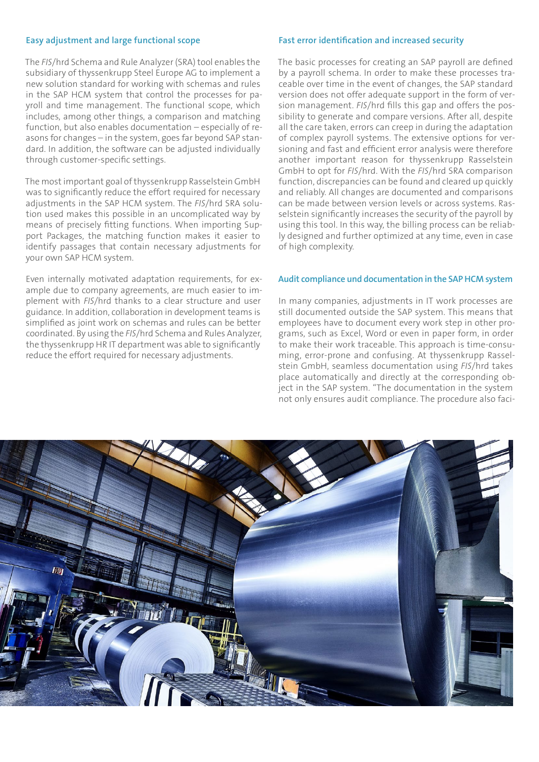## Easy adjustment and large functional scope

The *FIS*/hrd Schema and Rule Analyzer (SRA) tool enables the subsidiary of thyssenkrupp Steel Europe AG to implement a new solution standard for working with schemas and rules in the SAP HCM system that control the processes for payroll and time management. The functional scope, which includes, among other things, a comparison and matching function, but also enables documentation – especially of reasons for changes – in the system, goes far beyond SAP standard. In addition, the software can be adjusted individually through customer-specific settings.

The most important goal of thyssenkrupp Rasselstein GmbH was to significantly reduce the effort required for necessary adjustments in the SAP HCM system. The *FIS*/hrd SRA solution used makes this possible in an uncomplicated way by means of precisely fitting functions. When importing Support Packages, the matching function makes it easier to identify passages that contain necessary adjustments for your own SAP HCM system.

Even internally motivated adaptation requirements, for example due to company agreements, are much easier to implement with *FIS*/hrd thanks to a clear structure and user guidance. In addition, collaboration in development teams is simplified as joint work on schemas and rules can be better coordinated. By using the *FIS*/hrd Schema and Rules Analyzer, the thyssenkrupp HR IT department was able to significantly reduce the effort required for necessary adjustments.

## Fast error identification and increased security

The basic processes for creating an SAP payroll are defined by a payroll schema. In order to make these processes traceable over time in the event of changes, the SAP standard version does not offer adequate support in the form of version management. *FIS*/hrd fills this gap and offers the possibility to generate and compare versions. After all, despite all the care taken, errors can creep in during the adaptation of complex payroll systems. The extensive options for versioning and fast and efficient error analysis were therefore another important reason for thyssenkrupp Rasselstein GmbH to opt for *FIS*/hrd. With the *FIS*/hrd SRA comparison function, discrepancies can be found and cleared up quickly and reliably. All changes are documented and comparisons can be made between version levels or across systems. Rasselstein significantly increases the security of the payroll by using this tool. In this way, the billing process can be reliably designed and further optimized at any time, even in case of high complexity.

## Audit compliance und documentation in the SAP HCM system

In many companies, adjustments in IT work processes are still documented outside the SAP system. This means that employees have to document every work step in other programs, such as Excel, Word or even in paper form, in order to make their work traceable. This approach is time-consuming, error-prone and confusing. At thyssenkrupp Rasselstein GmbH, seamless documentation using *FIS*/hrd takes place automatically and directly at the corresponding object in the SAP system. "The documentation in the system not only ensures audit compliance. The procedure also faci-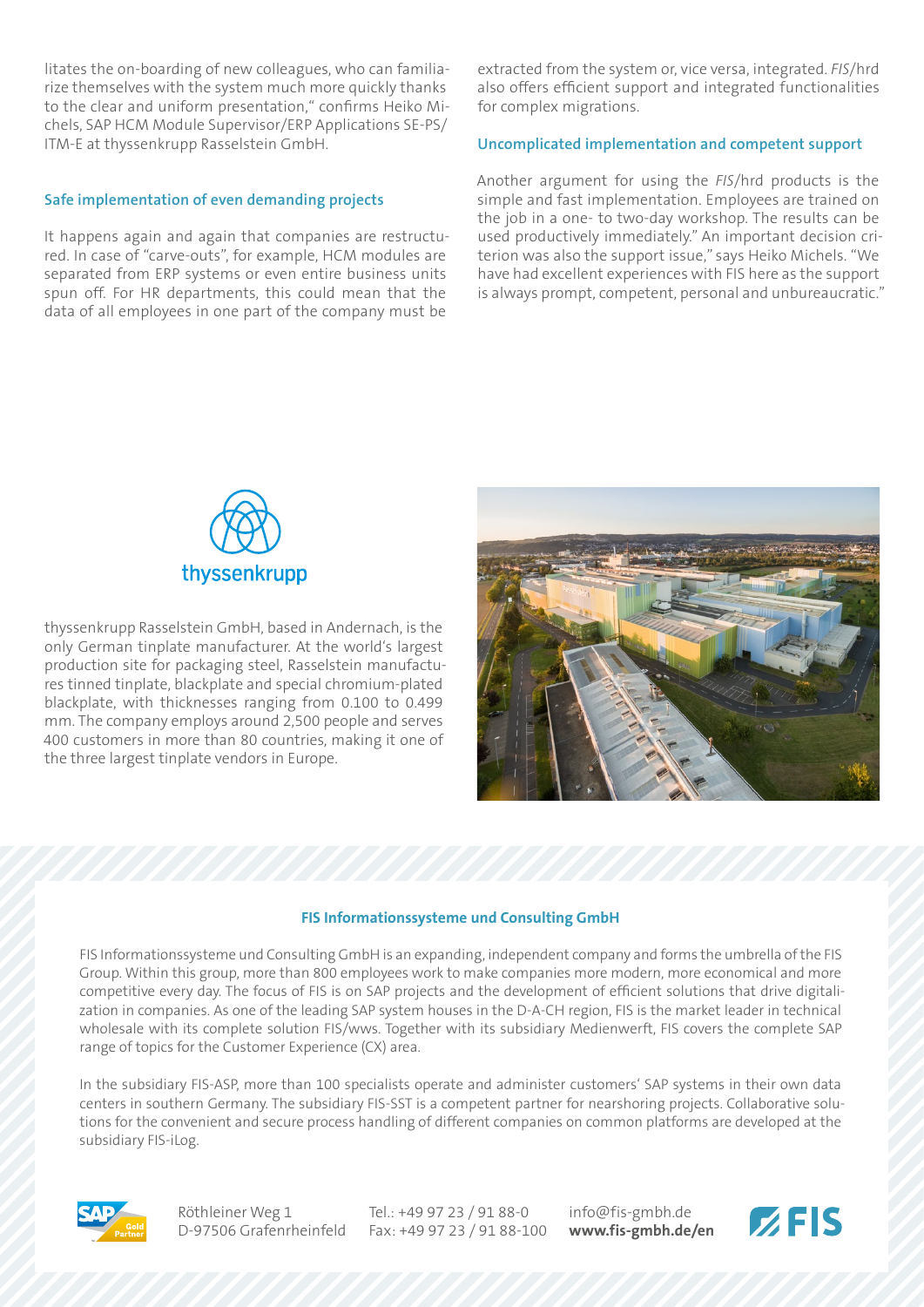litates the on-boarding of new colleagues, who can familiarize themselves with the system much more quickly thanks to the clear and uniform presentation," confirms Heiko Michels, SAP HCM Module Supervisor/ERP Applications SE-PS/ITM-E at thyssenkrupp Rasselstein GmbH.

### Safe implementation of even demanding projects

It happens again and again that companies are restructured. In case of "carve-outs", for example, HCM modules are separated from ERP systems or even entire business units spun off. For HR departments, this could mean that the data of all employees in one part of the company must be extracted from the system or, vice versa, integrated. *FIS*/hrd also offers efficient support and integrated functionalities for complex migrations.

### Uncomplicated implementation and competent support

Another argument for using the *FIS*/hrd products is the simple and fast implementation. Employees are trained on the job in a one- to two-day workshop. The results can be used productively immediately." An important decision criterion was also the support issue," says Heiko Michels. "We have had excellent experiences with FIS here as the support is always prompt, competent, personal and unbureaucratic."

thyssenkrupp

thyssenkrupp Rasselstein GmbH, based in Andernach, is the only German tinplate manufacturer. At the world's largest production site for packaging steel, Rasselstein manufactures tinned tinplate, blackplate and special chromium-plated blackplate, with thicknesses ranging from 0.100 to 0.499 mm. The company employs around 2,500 people and serves 400 customers in more than 80 countries, making it one of the three largest tinplate vendors in Europe.

### FIS Informationssysteme und Consulting GmbH

FIS Informationssysteme und Consulting GmbH is an expanding, independent company and forms the umbrella of the FIS Group. Within this group, more than 800 employees work to make companies more modern, more economical and more competitive every day. The focus of FIS is on SAP projects and the development of efficient solutions that drive digitalization in companies. As one of the leading SAP system houses in the D-A-CH region, FIS is the market leader in technical wholesale with its complete solution FIS/wws. Together with its subsidiary Medienwerft, FIS covers the complete SAP range of topics for the Customer Experience (CX) area.

In the subsidiary FIS-ASP, more than 100 specialists operate and administer customers' SAP systems in their own data centers in southern Germany. The subsidiary FIS-SST is a competent partner for nearshoring projects. Collaborative solutions for the convenient and secure process handling of different companies on common platforms are developed at the subsidiary FIS-iLog.

SAP Gold Partner

Röthleiner Weg 1
D-97506 Grafenrheinfeld

Tel.: +49 97 23 / 91 88-0
Fax: +49 97 23 / 91 88-100

info@fis-gmbh.de
**www.fis-gmbh.de/en**

FIS